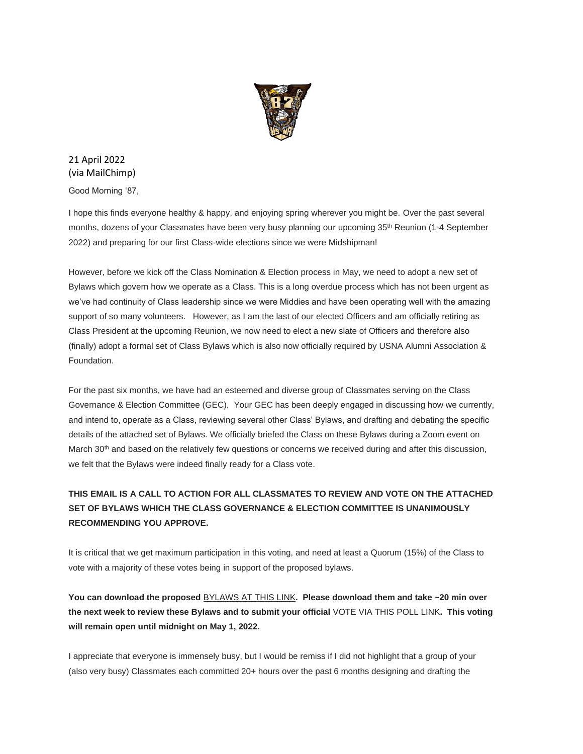21 April 2022
(via MailChimp)

Good Morning '87,

I hope this finds everyone healthy & happy, and enjoying spring wherever you might be. Over the past several months, dozens of your Classmates have been very busy planning our upcoming 35th Reunion (1-4 September 2022) and preparing for our first Class-wide elections since we were Midshipman!

However, before we kick off the Class Nomination & Election process in May, we need to adopt a new set of Bylaws which govern how we operate as a Class. This is a long overdue process which has not been urgent as we've had continuity of Class leadership since we were Middies and have been operating well with the amazing support of so many volunteers. However, as I am the last of our elected Officers and am officially retiring as Class President at the upcoming Reunion, we now need to elect a new slate of Officers and therefore also (finally) adopt a formal set of Class Bylaws which is also now officially required by USNA Alumni Association & Foundation.

For the past six months, we have had an esteemed and diverse group of Classmates serving on the Class Governance & Election Committee (GEC). Your GEC has been deeply engaged in discussing how we currently, and intend to, operate as a Class, reviewing several other Class' Bylaws, and drafting and debating the specific details of the attached set of Bylaws. We officially briefed the Class on these Bylaws during a Zoom event on March 30th and based on the relatively few questions or concerns we received during and after this discussion, we felt that the Bylaws were indeed finally ready for a Class vote.

**THIS EMAIL IS A CALL TO ACTION FOR ALL CLASSMATES TO REVIEW AND VOTE ON THE ATTACHED SET OF BYLAWS WHICH THE CLASS GOVERNANCE & ELECTION COMMITTEE IS UNANIMOUSLY RECOMMENDING YOU APPROVE.**

It is critical that we get maximum participation in this voting, and need at least a Quorum (15%) of the Class to vote with a majority of these votes being in support of the proposed bylaws.

**You can download the proposed** BYLAWS AT THIS LINK**. Please download them and take ~20 min over the next week to review these Bylaws and to submit your official** VOTE VIA THIS POLL LINK**. This voting will remain open until midnight on May 1, 2022.**

I appreciate that everyone is immensely busy, but I would be remiss if I did not highlight that a group of your (also very busy) Classmates each committed 20+ hours over the past 6 months designing and drafting the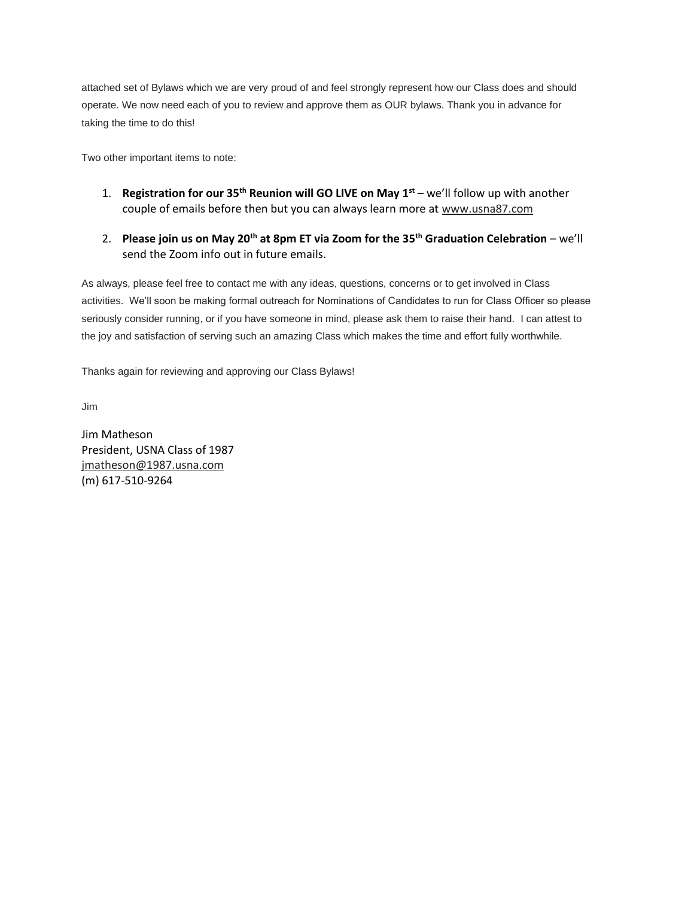attached set of Bylaws which we are very proud of and feel strongly represent how our Class does and should operate. We now need each of you to review and approve them as OUR bylaws. Thank you in advance for taking the time to do this!

Two other important items to note:

1. **Registration for our 35th Reunion will GO LIVE on May 1st** – we'll follow up with another couple of emails before then but you can always learn more at www.usna87.com
2. **Please join us on May 20th at 8pm ET via Zoom for the 35th Graduation Celebration** – we'll send the Zoom info out in future emails.

As always, please feel free to contact me with any ideas, questions, concerns or to get involved in Class activities. We'll soon be making formal outreach for Nominations of Candidates to run for Class Officer so please seriously consider running, or if you have someone in mind, please ask them to raise their hand. I can attest to the joy and satisfaction of serving such an amazing Class which makes the time and effort fully worthwhile.

Thanks again for reviewing and approving our Class Bylaws!

Jim

Jim Matheson
President, USNA Class of 1987
jmatheson@1987.usna.com
(m) 617-510-9264